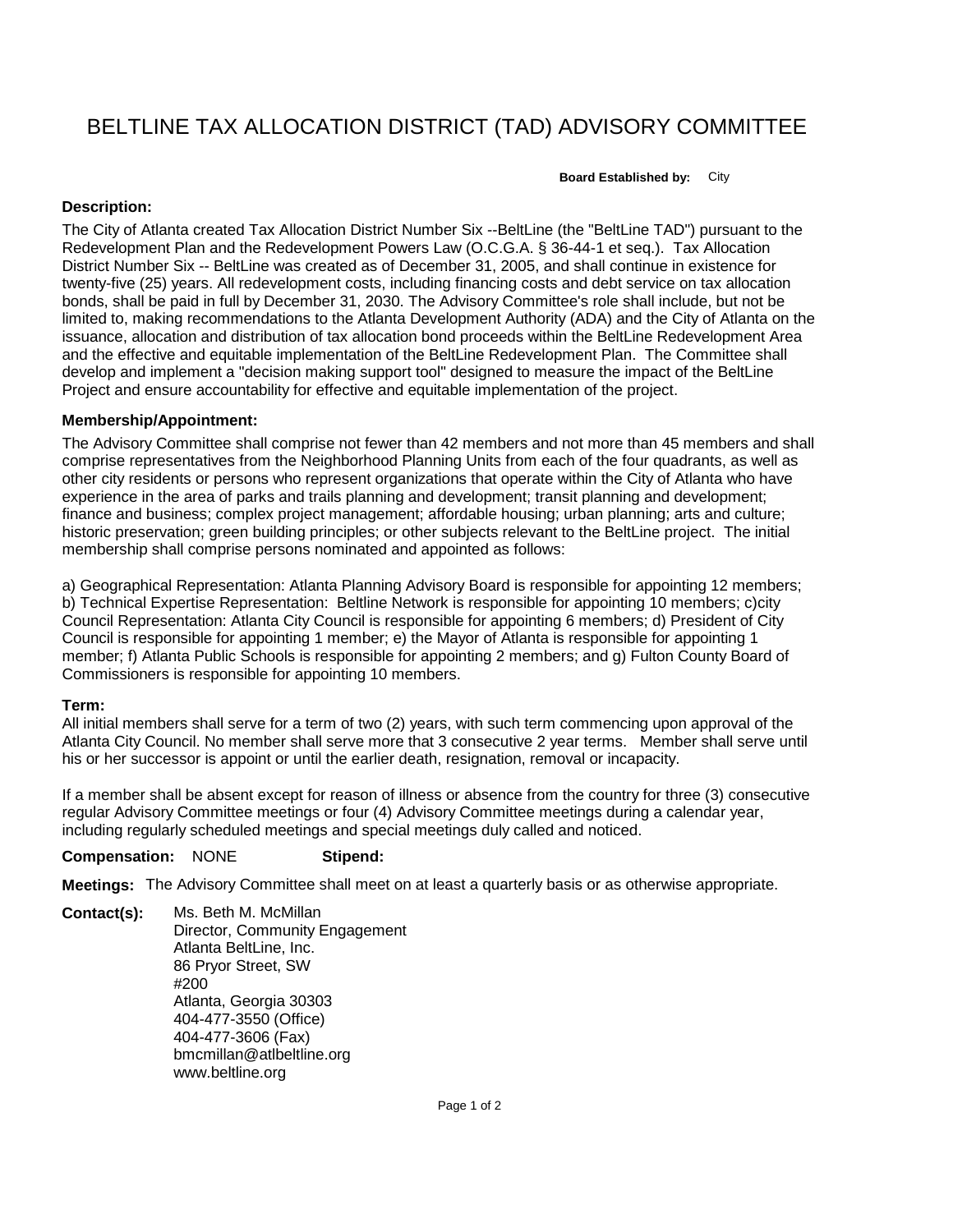# BELTLINE TAX ALLOCATION DISTRICT (TAD) ADVISORY COMMITTEE

**Board Established by:** City

**Description:**

The City of Atlanta created Tax Allocation District Number Six --BeltLine (the "BeltLine TAD") pursuant to the Redevelopment Plan and the Redevelopment Powers Law (O.C.G.A. § 36-44-1 et seq.). Tax Allocation District Number Six -- BeltLine was created as of December 31, 2005, and shall continue in existence for twenty-five (25) years. All redevelopment costs, including financing costs and debt service on tax allocation bonds, shall be paid in full by December 31, 2030. The Advisory Committee's role shall include, but not be limited to, making recommendations to the Atlanta Development Authority (ADA) and the City of Atlanta on the issuance, allocation and distribution of tax allocation bond proceeds within the BeltLine Redevelopment Area and the effective and equitable implementation of the BeltLine Redevelopment Plan. The Committee shall develop and implement a "decision making support tool" designed to measure the impact of the BeltLine Project and ensure accountability for effective and equitable implementation of the project.

**Membership/Appointment:**

The Advisory Committee shall comprise not fewer than 42 members and not more than 45 members and shall comprise representatives from the Neighborhood Planning Units from each of the four quadrants, as well as other city residents or persons who represent organizations that operate within the City of Atlanta who have experience in the area of parks and trails planning and development; transit planning and development; finance and business; complex project management; affordable housing; urban planning; arts and culture; historic preservation; green building principles; or other subjects relevant to the BeltLine project. The initial membership shall comprise persons nominated and appointed as follows:

a) Geographical Representation: Atlanta Planning Advisory Board is responsible for appointing 12 members; b) Technical Expertise Representation: Beltline Network is responsible for appointing 10 members; c)city Council Representation: Atlanta City Council is responsible for appointing 6 members; d) President of City Council is responsible for appointing 1 member; e) the Mayor of Atlanta is responsible for appointing 1 member; f) Atlanta Public Schools is responsible for appointing 2 members; and g) Fulton County Board of Commissioners is responsible for appointing 10 members.

**Term:**

All initial members shall serve for a term of two (2) years, with such term commencing upon approval of the Atlanta City Council. No member shall serve more that 3 consecutive 2 year terms. Member shall serve until his or her successor is appoint or until the earlier death, resignation, removal or incapacity.

If a member shall be absent except for reason of illness or absence from the country for three (3) consecutive regular Advisory Committee meetings or four (4) Advisory Committee meetings during a calendar year, including regularly scheduled meetings and special meetings duly called and noticed.

**Compensation:** NONE **Stipend:**

**Meetings:** The Advisory Committee shall meet on at least a quarterly basis or as otherwise appropriate.

**Contact(s):**

Ms. Beth M. McMillan
Director, Community Engagement
Atlanta BeltLine, Inc.
86 Pryor Street, SW
#200
Atlanta, Georgia 30303
404-477-3550 (Office)
404-477-3606 (Fax)
bmcmillan@atlbeltline.org
www.beltline.org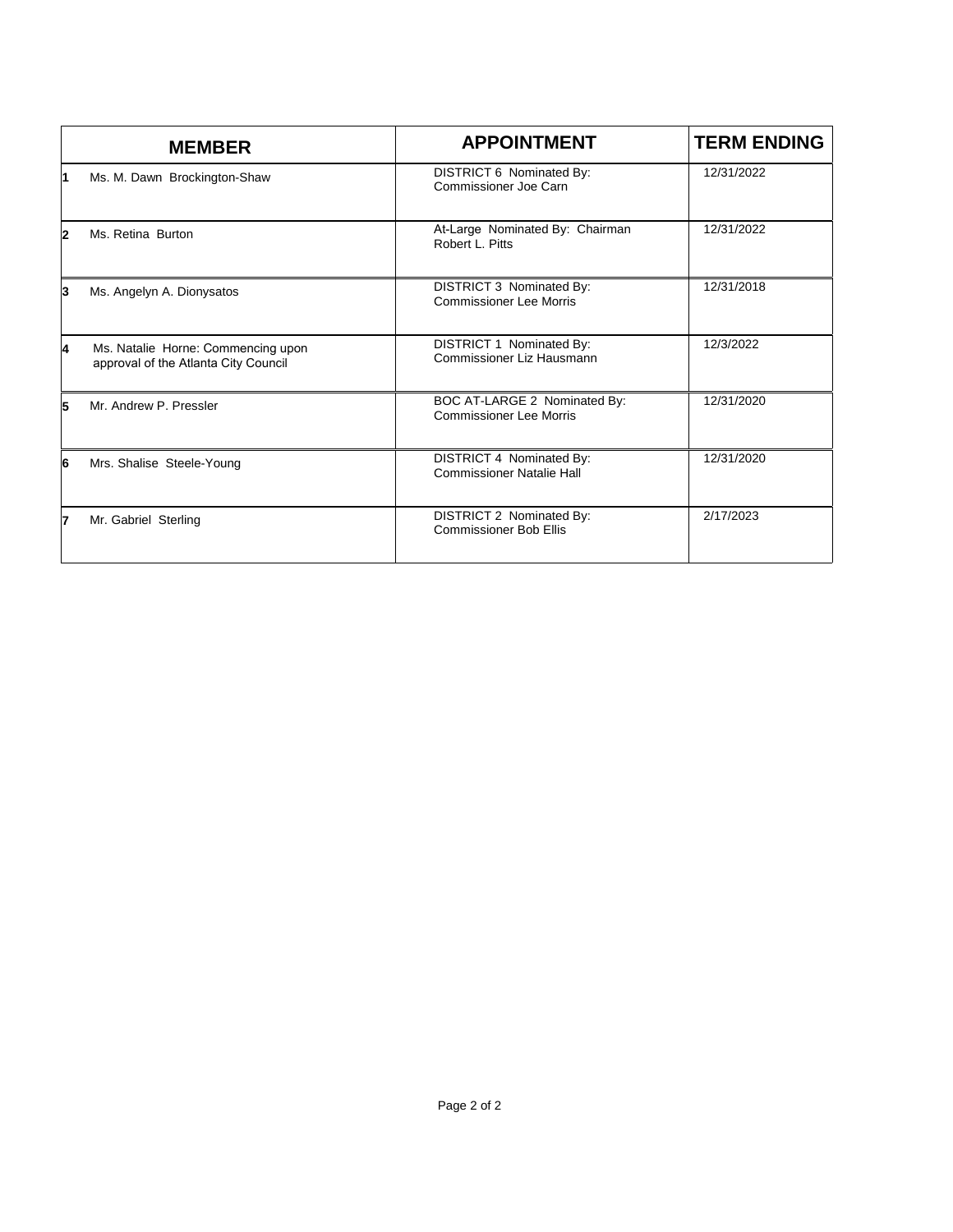| | MEMBER | APPOINTMENT | TERM ENDING |
|---|---|---|---|
| 1 | Ms. M. Dawn Brockington-Shaw | DISTRICT 6 Nominated By: Commissioner Joe Carn | 12/31/2022 |
| 2 | Ms. Retina Burton | At-Large Nominated By: Chairman Robert L. Pitts | 12/31/2022 |
| 3 | Ms. Angelyn A. Dionysatos | DISTRICT 3 Nominated By: Commissioner Lee Morris | 12/31/2018 |
| 4 | Ms. Natalie Horne: Commencing upon approval of the Atlanta City Council | DISTRICT 1 Nominated By: Commissioner Liz Hausmann | 12/3/2022 |
| 5 | Mr. Andrew P. Pressler | BOC AT-LARGE 2 Nominated By: Commissioner Lee Morris | 12/31/2020 |
| 6 | Mrs. Shalise Steele-Young | DISTRICT 4 Nominated By: Commissioner Natalie Hall | 12/31/2020 |
| 7 | Mr. Gabriel Sterling | DISTRICT 2 Nominated By: Commissioner Bob Ellis | 2/17/2023 |